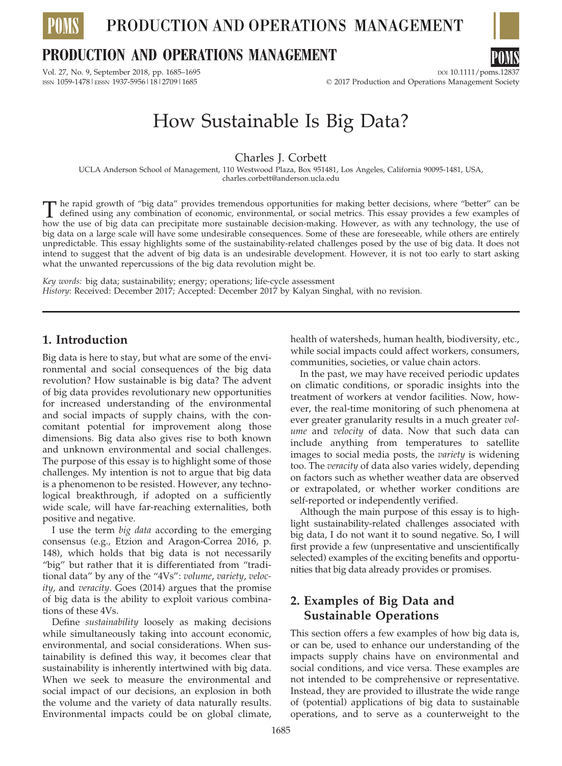# How Sustainable Is Big Data?

Charles J. Corbett

UCLA Anderson School of Management, 110 Westwood Plaza, Box 951481, Los Angeles, California 90095-1481, USA, charles.corbett@anderson.ucla.edu

The rapid growth of "big data" provides tremendous opportunities for making better decisions, where "better" can be defined using any combination of economic, environmental, or social metrics. This essay provides a few examples of how the use of big data can precipitate more sustainable decision-making. However, as with any technology, the use of big data on a large scale will have some undesirable consequences. Some of these are foreseeable, while others are entirely unpredictable. This essay highlights some of the sustainability-related challenges posed by the use of big data. It does not intend to suggest that the advent of big data is an undesirable development. However, it is not too early to start asking what the unwanted repercussions of the big data revolution might be.

*Key words:* big data; sustainability; energy; operations; life-cycle assessment
*History*: Received: December 2017; Accepted: December 2017 by Kalyan Singhal, with no revision.

## 1. Introduction

Big data is here to stay, but what are some of the environmental and social consequences of the big data revolution? How sustainable is big data? The advent of big data provides revolutionary new opportunities for increased understanding of the environmental and social impacts of supply chains, with the concomitant potential for improvement along those dimensions. Big data also gives rise to both known and unknown environmental and social challenges. The purpose of this essay is to highlight some of those challenges. My intention is not to argue that big data is a phenomenon to be resisted. However, any technological breakthrough, if adopted on a sufficiently wide scale, will have far-reaching externalities, both positive and negative.

I use the term *big data* according to the emerging consensus (e.g., Etzion and Aragon-Correa 2016, p. 148), which holds that big data is not necessarily "big" but rather that it is differentiated from "traditional data" by any of the "4Vs": *volume*, *variety*, *velocity*, and *veracity*. Goes (2014) argues that the promise of big data is the ability to exploit various combinations of these 4Vs.

Define *sustainability* loosely as making decisions while simultaneously taking into account economic, environmental, and social considerations. When sustainability is defined this way, it becomes clear that sustainability is inherently intertwined with big data. When we seek to measure the environmental and social impact of our decisions, an explosion in both the volume and the variety of data naturally results. Environmental impacts could be on global climate, health of watersheds, human health, biodiversity, etc., while social impacts could affect workers, consumers, communities, societies, or value chain actors.

In the past, we may have received periodic updates on climatic conditions, or sporadic insights into the treatment of workers at vendor facilities. Now, however, the real-time monitoring of such phenomena at ever greater granularity results in a much greater *volume* and *velocity* of data. Now that such data can include anything from temperatures to satellite images to social media posts, the *variety* is widening too. The *veracity* of data also varies widely, depending on factors such as whether weather data are observed or extrapolated, or whether worker conditions are self-reported or independently verified.

Although the main purpose of this essay is to highlight sustainability-related challenges associated with big data, I do not want it to sound negative. So, I will first provide a few (unrepresentative and unscientifically selected) examples of the exciting benefits and opportunities that big data already provides or promises.

## 2. Examples of Big Data and Sustainable Operations

This section offers a few examples of how big data is, or can be, used to enhance our understanding of the impacts supply chains have on environmental and social conditions, and vice versa. These examples are not intended to be comprehensive or representative. Instead, they are provided to illustrate the wide range of (potential) applications of big data to sustainable operations, and to serve as a counterweight to the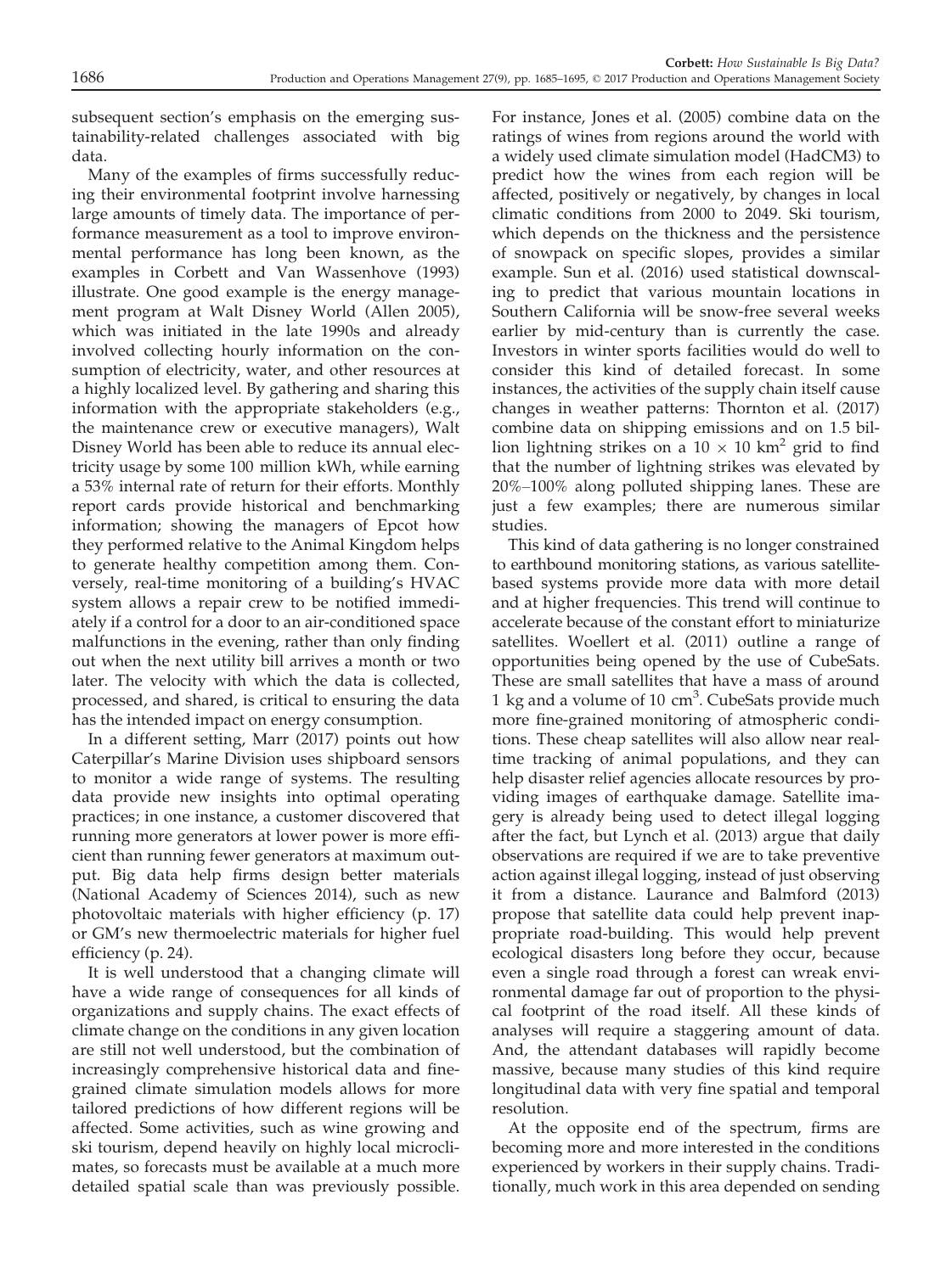subsequent section's emphasis on the emerging sustainability-related challenges associated with big data.

Many of the examples of firms successfully reducing their environmental footprint involve harnessing large amounts of timely data. The importance of performance measurement as a tool to improve environmental performance has long been known, as the examples in Corbett and Van Wassenhove (1993) illustrate. One good example is the energy management program at Walt Disney World (Allen 2005), which was initiated in the late 1990s and already involved collecting hourly information on the consumption of electricity, water, and other resources at a highly localized level. By gathering and sharing this information with the appropriate stakeholders (e.g., the maintenance crew or executive managers), Walt Disney World has been able to reduce its annual electricity usage by some 100 million kWh, while earning a 53% internal rate of return for their efforts. Monthly report cards provide historical and benchmarking information; showing the managers of Epcot how they performed relative to the Animal Kingdom helps to generate healthy competition among them. Conversely, real-time monitoring of a building's HVAC system allows a repair crew to be notified immediately if a control for a door to an air-conditioned space malfunctions in the evening, rather than only finding out when the next utility bill arrives a month or two later. The velocity with which the data is collected, processed, and shared, is critical to ensuring the data has the intended impact on energy consumption.

In a different setting, Marr (2017) points out how Caterpillar's Marine Division uses shipboard sensors to monitor a wide range of systems. The resulting data provide new insights into optimal operating practices; in one instance, a customer discovered that running more generators at lower power is more efficient than running fewer generators at maximum output. Big data help firms design better materials (National Academy of Sciences 2014), such as new photovoltaic materials with higher efficiency (p. 17) or GM's new thermoelectric materials for higher fuel efficiency (p. 24).

It is well understood that a changing climate will have a wide range of consequences for all kinds of organizations and supply chains. The exact effects of climate change on the conditions in any given location are still not well understood, but the combination of increasingly comprehensive historical data and fine-grained climate simulation models allows for more tailored predictions of how different regions will be affected. Some activities, such as wine growing and ski tourism, depend heavily on highly local microclimates, so forecasts must be available at a much more detailed spatial scale than was previously possible. For instance, Jones et al. (2005) combine data on the ratings of wines from regions around the world with a widely used climate simulation model (HadCM3) to predict how the wines from each region will be affected, positively or negatively, by changes in local climatic conditions from 2000 to 2049. Ski tourism, which depends on the thickness and the persistence of snowpack on specific slopes, provides a similar example. Sun et al. (2016) used statistical downscaling to predict that various mountain locations in Southern California will be snow-free several weeks earlier by mid-century than is currently the case. Investors in winter sports facilities would do well to consider this kind of detailed forecast. In some instances, the activities of the supply chain itself cause changes in weather patterns: Thornton et al. (2017) combine data on shipping emissions and on 1.5 billion lightning strikes on a $10 \times 10$ km$^2$ grid to find that the number of lightning strikes was elevated by 20%–100% along polluted shipping lanes. These are just a few examples; there are numerous similar studies.

This kind of data gathering is no longer constrained to earthbound monitoring stations, as various satellite-based systems provide more data with more detail and at higher frequencies. This trend will continue to accelerate because of the constant effort to miniaturize satellites. Woellert et al. (2011) outline a range of opportunities being opened by the use of CubeSats. These are small satellites that have a mass of around 1 kg and a volume of 10 cm$^3$. CubeSats provide much more fine-grained monitoring of atmospheric conditions. These cheap satellites will also allow near real-time tracking of animal populations, and they can help disaster relief agencies allocate resources by providing images of earthquake damage. Satellite imagery is already being used to detect illegal logging after the fact, but Lynch et al. (2013) argue that daily observations are required if we are to take preventive action against illegal logging, instead of just observing it from a distance. Laurance and Balmford (2013) propose that satellite data could help prevent inappropriate road-building. This would help prevent ecological disasters long before they occur, because even a single road through a forest can wreak environmental damage far out of proportion to the physical footprint of the road itself. All these kinds of analyses will require a staggering amount of data. And, the attendant databases will rapidly become massive, because many studies of this kind require longitudinal data with very fine spatial and temporal resolution.

At the opposite end of the spectrum, firms are becoming more and more interested in the conditions experienced by workers in their supply chains. Traditionally, much work in this area depended on sending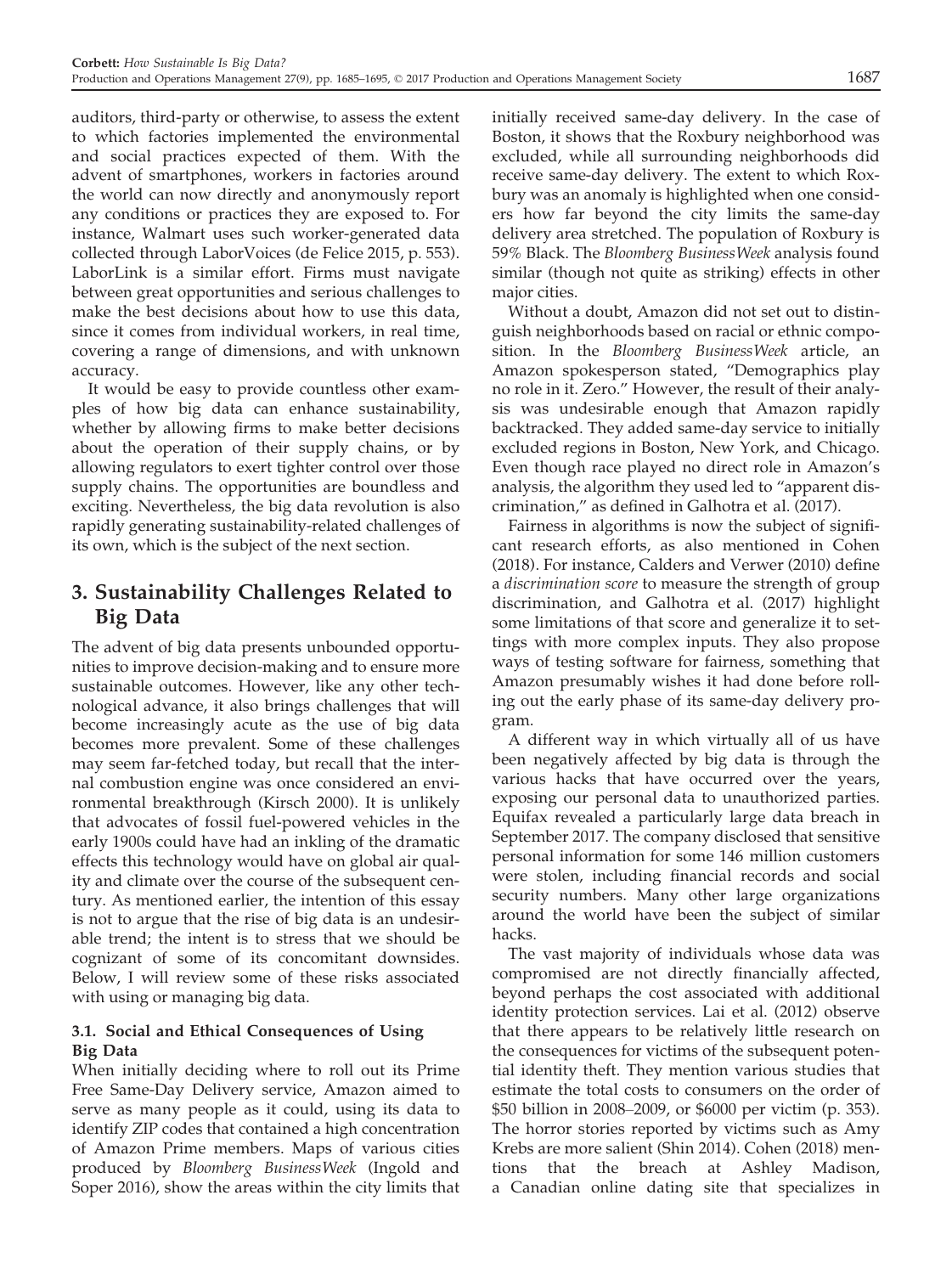auditors, third-party or otherwise, to assess the extent to which factories implemented the environmental and social practices expected of them. With the advent of smartphones, workers in factories around the world can now directly and anonymously report any conditions or practices they are exposed to. For instance, Walmart uses such worker-generated data collected through LaborVoices (de Felice 2015, p. 553). LaborLink is a similar effort. Firms must navigate between great opportunities and serious challenges to make the best decisions about how to use this data, since it comes from individual workers, in real time, covering a range of dimensions, and with unknown accuracy.

It would be easy to provide countless other examples of how big data can enhance sustainability, whether by allowing firms to make better decisions about the operation of their supply chains, or by allowing regulators to exert tighter control over those supply chains. The opportunities are boundless and exciting. Nevertheless, the big data revolution is also rapidly generating sustainability-related challenges of its own, which is the subject of the next section.

## 3. Sustainability Challenges Related to Big Data

The advent of big data presents unbounded opportunities to improve decision-making and to ensure more sustainable outcomes. However, like any other technological advance, it also brings challenges that will become increasingly acute as the use of big data becomes more prevalent. Some of these challenges may seem far-fetched today, but recall that the internal combustion engine was once considered an environmental breakthrough (Kirsch 2000). It is unlikely that advocates of fossil fuel-powered vehicles in the early 1900s could have had an inkling of the dramatic effects this technology would have on global air quality and climate over the course of the subsequent century. As mentioned earlier, the intention of this essay is not to argue that the rise of big data is an undesirable trend; the intent is to stress that we should be cognizant of some of its concomitant downsides. Below, I will review some of these risks associated with using or managing big data.

### 3.1. Social and Ethical Consequences of Using Big Data

When initially deciding where to roll out its Prime Free Same-Day Delivery service, Amazon aimed to serve as many people as it could, using its data to identify ZIP codes that contained a high concentration of Amazon Prime members. Maps of various cities produced by *Bloomberg BusinessWeek* (Ingold and Soper 2016), show the areas within the city limits that initially received same-day delivery. In the case of Boston, it shows that the Roxbury neighborhood was excluded, while all surrounding neighborhoods did receive same-day delivery. The extent to which Roxbury was an anomaly is highlighted when one considers how far beyond the city limits the same-day delivery area stretched. The population of Roxbury is 59% Black. The *Bloomberg BusinessWeek* analysis found similar (though not quite as striking) effects in other major cities.

Without a doubt, Amazon did not set out to distinguish neighborhoods based on racial or ethnic composition. In the *Bloomberg BusinessWeek* article, an Amazon spokesperson stated, "Demographics play no role in it. Zero." However, the result of their analysis was undesirable enough that Amazon rapidly backtracked. They added same-day service to initially excluded regions in Boston, New York, and Chicago. Even though race played no direct role in Amazon's analysis, the algorithm they used led to "apparent discrimination," as defined in Galhotra et al. (2017).

Fairness in algorithms is now the subject of significant research efforts, as also mentioned in Cohen (2018). For instance, Calders and Verwer (2010) define a *discrimination score* to measure the strength of group discrimination, and Galhotra et al. (2017) highlight some limitations of that score and generalize it to settings with more complex inputs. They also propose ways of testing software for fairness, something that Amazon presumably wishes it had done before rolling out the early phase of its same-day delivery program.

A different way in which virtually all of us have been negatively affected by big data is through the various hacks that have occurred over the years, exposing our personal data to unauthorized parties. Equifax revealed a particularly large data breach in September 2017. The company disclosed that sensitive personal information for some 146 million customers were stolen, including financial records and social security numbers. Many other large organizations around the world have been the subject of similar hacks.

The vast majority of individuals whose data was compromised are not directly financially affected, beyond perhaps the cost associated with additional identity protection services. Lai et al. (2012) observe that there appears to be relatively little research on the consequences for victims of the subsequent potential identity theft. They mention various studies that estimate the total costs to consumers on the order of \$50 billion in 2008–2009, or \$6000 per victim (p. 353). The horror stories reported by victims such as Amy Krebs are more salient (Shin 2014). Cohen (2018) mentions that the breach at Ashley Madison, a Canadian online dating site that specializes in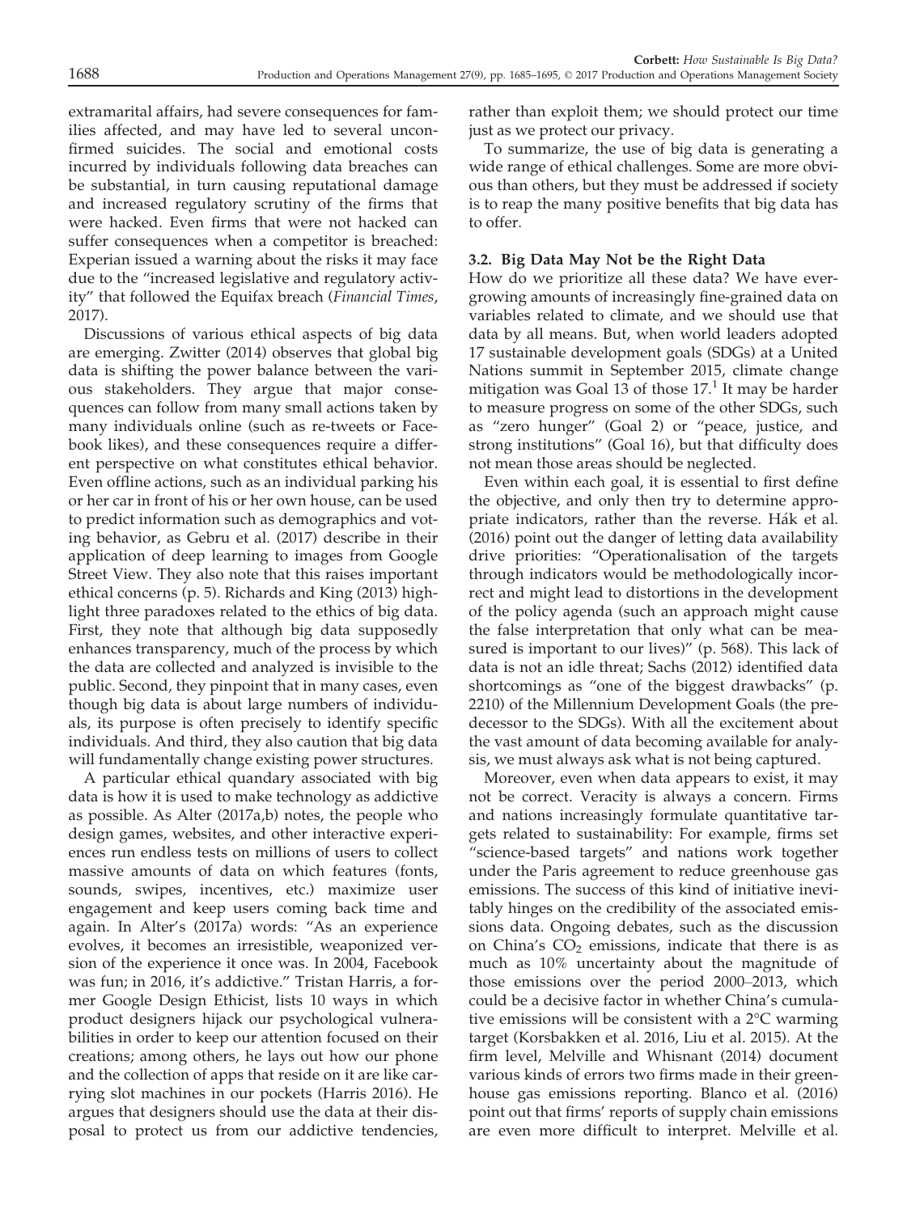extramarital affairs, had severe consequences for families affected, and may have led to several unconfirmed suicides. The social and emotional costs incurred by individuals following data breaches can be substantial, in turn causing reputational damage and increased regulatory scrutiny of the firms that were hacked. Even firms that were not hacked can suffer consequences when a competitor is breached: Experian issued a warning about the risks it may face due to the "increased legislative and regulatory activity" that followed the Equifax breach (*Financial Times*, 2017).

Discussions of various ethical aspects of big data are emerging. Zwitter (2014) observes that global big data is shifting the power balance between the various stakeholders. They argue that major consequences can follow from many small actions taken by many individuals online (such as re-tweets or Facebook likes), and these consequences require a different perspective on what constitutes ethical behavior. Even offline actions, such as an individual parking his or her car in front of his or her own house, can be used to predict information such as demographics and voting behavior, as Gebru et al. (2017) describe in their application of deep learning to images from Google Street View. They also note that this raises important ethical concerns (p. 5). Richards and King (2013) highlight three paradoxes related to the ethics of big data. First, they note that although big data supposedly enhances transparency, much of the process by which the data are collected and analyzed is invisible to the public. Second, they pinpoint that in many cases, even though big data is about large numbers of individuals, its purpose is often precisely to identify specific individuals. And third, they also caution that big data will fundamentally change existing power structures.

A particular ethical quandary associated with big data is how it is used to make technology as addictive as possible. As Alter (2017a,b) notes, the people who design games, websites, and other interactive experiences run endless tests on millions of users to collect massive amounts of data on which features (fonts, sounds, swipes, incentives, etc.) maximize user engagement and keep users coming back time and again. In Alter's (2017a) words: "As an experience evolves, it becomes an irresistible, weaponized version of the experience it once was. In 2004, Facebook was fun; in 2016, it's addictive." Tristan Harris, a former Google Design Ethicist, lists 10 ways in which product designers hijack our psychological vulnerabilities in order to keep our attention focused on their creations; among others, he lays out how our phone and the collection of apps that reside on it are like carrying slot machines in our pockets (Harris 2016). He argues that designers should use the data at their disposal to protect us from our addictive tendencies, rather than exploit them; we should protect our time just as we protect our privacy.

To summarize, the use of big data is generating a wide range of ethical challenges. Some are more obvious than others, but they must be addressed if society is to reap the many positive benefits that big data has to offer.

### 3.2. Big Data May Not be the Right Data

How do we prioritize all these data? We have ever-growing amounts of increasingly fine-grained data on variables related to climate, and we should use that data by all means. But, when world leaders adopted 17 sustainable development goals (SDGs) at a United Nations summit in September 2015, climate change mitigation was Goal 13 of those 17.[1] It may be harder to measure progress on some of the other SDGs, such as "zero hunger" (Goal 2) or "peace, justice, and strong institutions" (Goal 16), but that difficulty does not mean those areas should be neglected.

Even within each goal, it is essential to first define the objective, and only then try to determine appropriate indicators, rather than the reverse. Hák et al. (2016) point out the danger of letting data availability drive priorities: "Operationalisation of the targets through indicators would be methodologically incorrect and might lead to distortions in the development of the policy agenda (such an approach might cause the false interpretation that only what can be measured is important to our lives)" (p. 568). This lack of data is not an idle threat; Sachs (2012) identified data shortcomings as "one of the biggest drawbacks" (p. 2210) of the Millennium Development Goals (the predecessor to the SDGs). With all the excitement about the vast amount of data becoming available for analysis, we must always ask what is not being captured.

Moreover, even when data appears to exist, it may not be correct. Veracity is always a concern. Firms and nations increasingly formulate quantitative targets related to sustainability: For example, firms set "science-based targets" and nations work together under the Paris agreement to reduce greenhouse gas emissions. The success of this kind of initiative inevitably hinges on the credibility of the associated emissions data. Ongoing debates, such as the discussion on China's $CO_2$ emissions, indicate that there is as much as 10% uncertainty about the magnitude of those emissions over the period 2000–2013, which could be a decisive factor in whether China's cumulative emissions will be consistent with a 2°C warming target (Korsbakken et al. 2016, Liu et al. 2015). At the firm level, Melville and Whisnant (2014) document various kinds of errors two firms made in their greenhouse gas emissions reporting. Blanco et al. (2016) point out that firms' reports of supply chain emissions are even more difficult to interpret. Melville et al.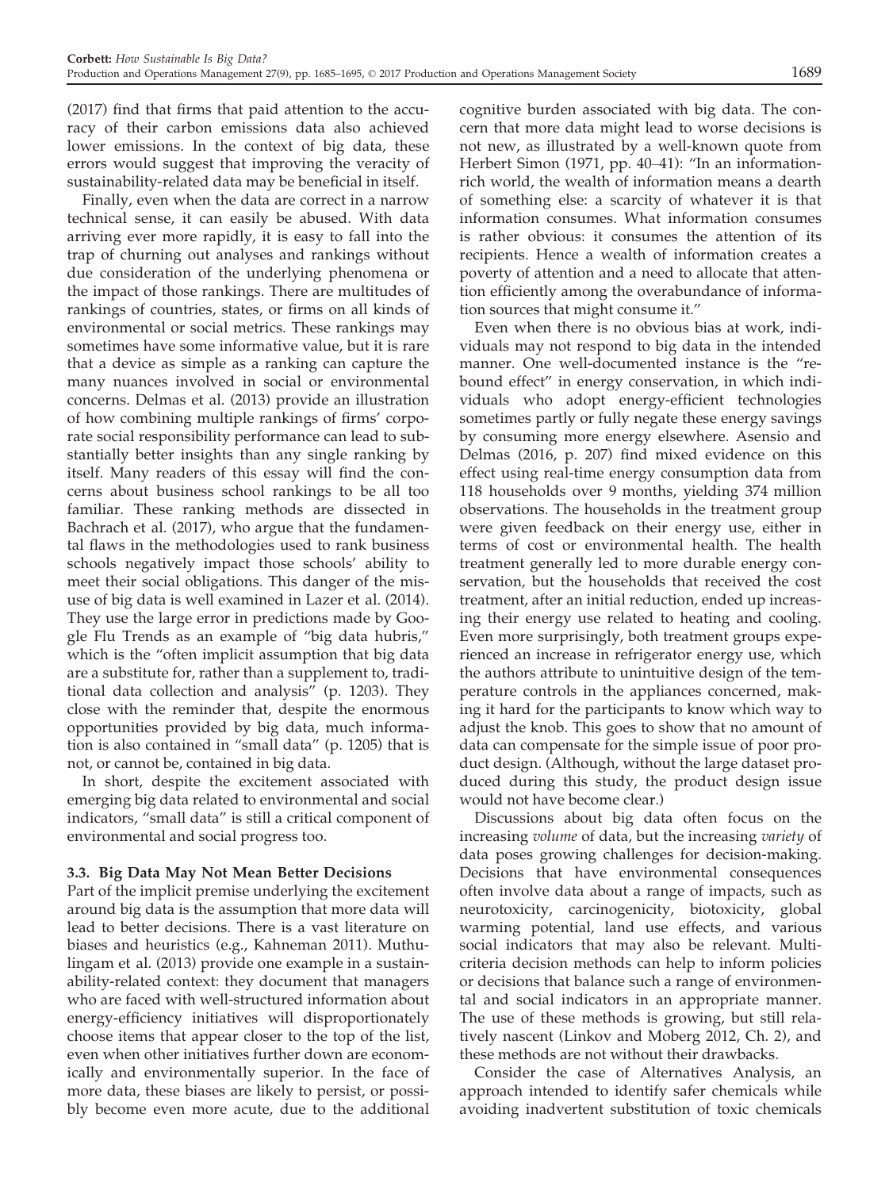(2017) find that firms that paid attention to the accuracy of their carbon emissions data also achieved lower emissions. In the context of big data, these errors would suggest that improving the veracity of sustainability-related data may be beneficial in itself.

Finally, even when the data are correct in a narrow technical sense, it can easily be abused. With data arriving ever more rapidly, it is easy to fall into the trap of churning out analyses and rankings without due consideration of the underlying phenomena or the impact of those rankings. There are multitudes of rankings of countries, states, or firms on all kinds of environmental or social metrics. These rankings may sometimes have some informative value, but it is rare that a device as simple as a ranking can capture the many nuances involved in social or environmental concerns. Delmas et al. (2013) provide an illustration of how combining multiple rankings of firms' corporate social responsibility performance can lead to substantially better insights than any single ranking by itself. Many readers of this essay will find the concerns about business school rankings to be all too familiar. These ranking methods are dissected in Bachrach et al. (2017), who argue that the fundamental flaws in the methodologies used to rank business schools negatively impact those schools' ability to meet their social obligations. This danger of the misuse of big data is well examined in Lazer et al. (2014). They use the large error in predictions made by Google Flu Trends as an example of "big data hubris," which is the "often implicit assumption that big data are a substitute for, rather than a supplement to, traditional data collection and analysis" (p. 1203). They close with the reminder that, despite the enormous opportunities provided by big data, much information is also contained in "small data" (p. 1205) that is not, or cannot be, contained in big data.

In short, despite the excitement associated with emerging big data related to environmental and social indicators, "small data" is still a critical component of environmental and social progress too.

### 3.3. Big Data May Not Mean Better Decisions

Part of the implicit premise underlying the excitement around big data is the assumption that more data will lead to better decisions. There is a vast literature on biases and heuristics (e.g., Kahneman 2011). Muthulingam et al. (2013) provide one example in a sustainability-related context: they document that managers who are faced with well-structured information about energy-efficiency initiatives will disproportionately choose items that appear closer to the top of the list, even when other initiatives further down are economically and environmentally superior. In the face of more data, these biases are likely to persist, or possibly become even more acute, due to the additional cognitive burden associated with big data. The concern that more data might lead to worse decisions is not new, as illustrated by a well-known quote from Herbert Simon (1971, pp. 40–41): "In an information-rich world, the wealth of information means a dearth of something else: a scarcity of whatever it is that information consumes. What information consumes is rather obvious: it consumes the attention of its recipients. Hence a wealth of information creates a poverty of attention and a need to allocate that attention efficiently among the overabundance of information sources that might consume it."

Even when there is no obvious bias at work, individuals may not respond to big data in the intended manner. One well-documented instance is the "rebound effect" in energy conservation, in which individuals who adopt energy-efficient technologies sometimes partly or fully negate these energy savings by consuming more energy elsewhere. Asensio and Delmas (2016, p. 207) find mixed evidence on this effect using real-time energy consumption data from 118 households over 9 months, yielding 374 million observations. The households in the treatment group were given feedback on their energy use, either in terms of cost or environmental health. The health treatment generally led to more durable energy conservation, but the households that received the cost treatment, after an initial reduction, ended up increasing their energy use related to heating and cooling. Even more surprisingly, both treatment groups experienced an increase in refrigerator energy use, which the authors attribute to unintuitive design of the temperature controls in the appliances concerned, making it hard for the participants to know which way to adjust the knob. This goes to show that no amount of data can compensate for the simple issue of poor product design. (Although, without the large dataset produced during this study, the product design issue would not have become clear.)

Discussions about big data often focus on the increasing *volume* of data, but the increasing *variety* of data poses growing challenges for decision-making. Decisions that have environmental consequences often involve data about a range of impacts, such as neurotoxicity, carcinogenicity, biotoxicity, global warming potential, land use effects, and various social indicators that may also be relevant. Multi-criteria decision methods can help to inform policies or decisions that balance such a range of environmental and social indicators in an appropriate manner. The use of these methods is growing, but still relatively nascent (Linkov and Moberg 2012, Ch. 2), and these methods are not without their drawbacks.

Consider the case of Alternatives Analysis, an approach intended to identify safer chemicals while avoiding inadvertent substitution of toxic chemicals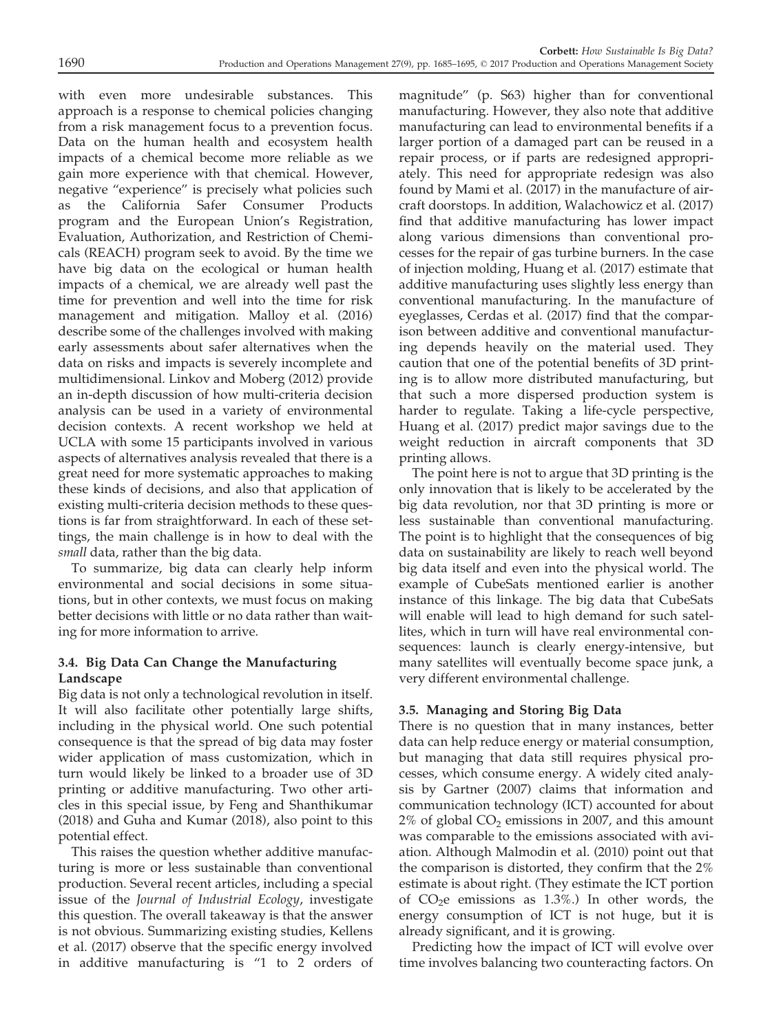with even more undesirable substances. This approach is a response to chemical policies changing from a risk management focus to a prevention focus. Data on the human health and ecosystem health impacts of a chemical become more reliable as we gain more experience with that chemical. However, negative "experience" is precisely what policies such as the California Safer Consumer Products program and the European Union's Registration, Evaluation, Authorization, and Restriction of Chemicals (REACH) program seek to avoid. By the time we have big data on the ecological or human health impacts of a chemical, we are already well past the time for prevention and well into the time for risk management and mitigation. Malloy et al. (2016) describe some of the challenges involved with making early assessments about safer alternatives when the data on risks and impacts is severely incomplete and multidimensional. Linkov and Moberg (2012) provide an in-depth discussion of how multi-criteria decision analysis can be used in a variety of environmental decision contexts. A recent workshop we held at UCLA with some 15 participants involved in various aspects of alternatives analysis revealed that there is a great need for more systematic approaches to making these kinds of decisions, and also that application of existing multi-criteria decision methods to these questions is far from straightforward. In each of these settings, the main challenge is in how to deal with the *small* data, rather than the big data.

To summarize, big data can clearly help inform environmental and social decisions in some situations, but in other contexts, we must focus on making better decisions with little or no data rather than waiting for more information to arrive.

### 3.4. Big Data Can Change the Manufacturing Landscape

Big data is not only a technological revolution in itself. It will also facilitate other potentially large shifts, including in the physical world. One such potential consequence is that the spread of big data may foster wider application of mass customization, which in turn would likely be linked to a broader use of 3D printing or additive manufacturing. Two other articles in this special issue, by Feng and Shanthikumar (2018) and Guha and Kumar (2018), also point to this potential effect.

This raises the question whether additive manufacturing is more or less sustainable than conventional production. Several recent articles, including a special issue of the *Journal of Industrial Ecology*, investigate this question. The overall takeaway is that the answer is not obvious. Summarizing existing studies, Kellens et al. (2017) observe that the specific energy involved in additive manufacturing is "1 to 2 orders of magnitude" (p. S63) higher than for conventional manufacturing. However, they also note that additive manufacturing can lead to environmental benefits if a larger portion of a damaged part can be reused in a repair process, or if parts are redesigned appropriately. This need for appropriate redesign was also found by Mami et al. (2017) in the manufacture of aircraft doorstops. In addition, Walachowicz et al. (2017) find that additive manufacturing has lower impact along various dimensions than conventional processes for the repair of gas turbine burners. In the case of injection molding, Huang et al. (2017) estimate that additive manufacturing uses slightly less energy than conventional manufacturing. In the manufacture of eyeglasses, Cerdas et al. (2017) find that the comparison between additive and conventional manufacturing depends heavily on the material used. They caution that one of the potential benefits of 3D printing is to allow more distributed manufacturing, but that such a more dispersed production system is harder to regulate. Taking a life-cycle perspective, Huang et al. (2017) predict major savings due to the weight reduction in aircraft components that 3D printing allows.

The point here is not to argue that 3D printing is the only innovation that is likely to be accelerated by the big data revolution, nor that 3D printing is more or less sustainable than conventional manufacturing. The point is to highlight that the consequences of big data on sustainability are likely to reach well beyond big data itself and even into the physical world. The example of CubeSats mentioned earlier is another instance of this linkage. The big data that CubeSats will enable will lead to high demand for such satellites, which in turn will have real environmental consequences: launch is clearly energy-intensive, but many satellites will eventually become space junk, a very different environmental challenge.

### 3.5. Managing and Storing Big Data

There is no question that in many instances, better data can help reduce energy or material consumption, but managing that data still requires physical processes, which consume energy. A widely cited analysis by Gartner (2007) claims that information and communication technology (ICT) accounted for about 2% of global $CO_2$ emissions in 2007, and this amount was comparable to the emissions associated with aviation. Although Malmodin et al. (2010) point out that the comparison is distorted, they confirm that the 2% estimate is about right. (They estimate the ICT portion of $CO_2$e emissions as 1.3%.) In other words, the energy consumption of ICT is not huge, but it is already significant, and it is growing.

Predicting how the impact of ICT will evolve over time involves balancing two counteracting factors. On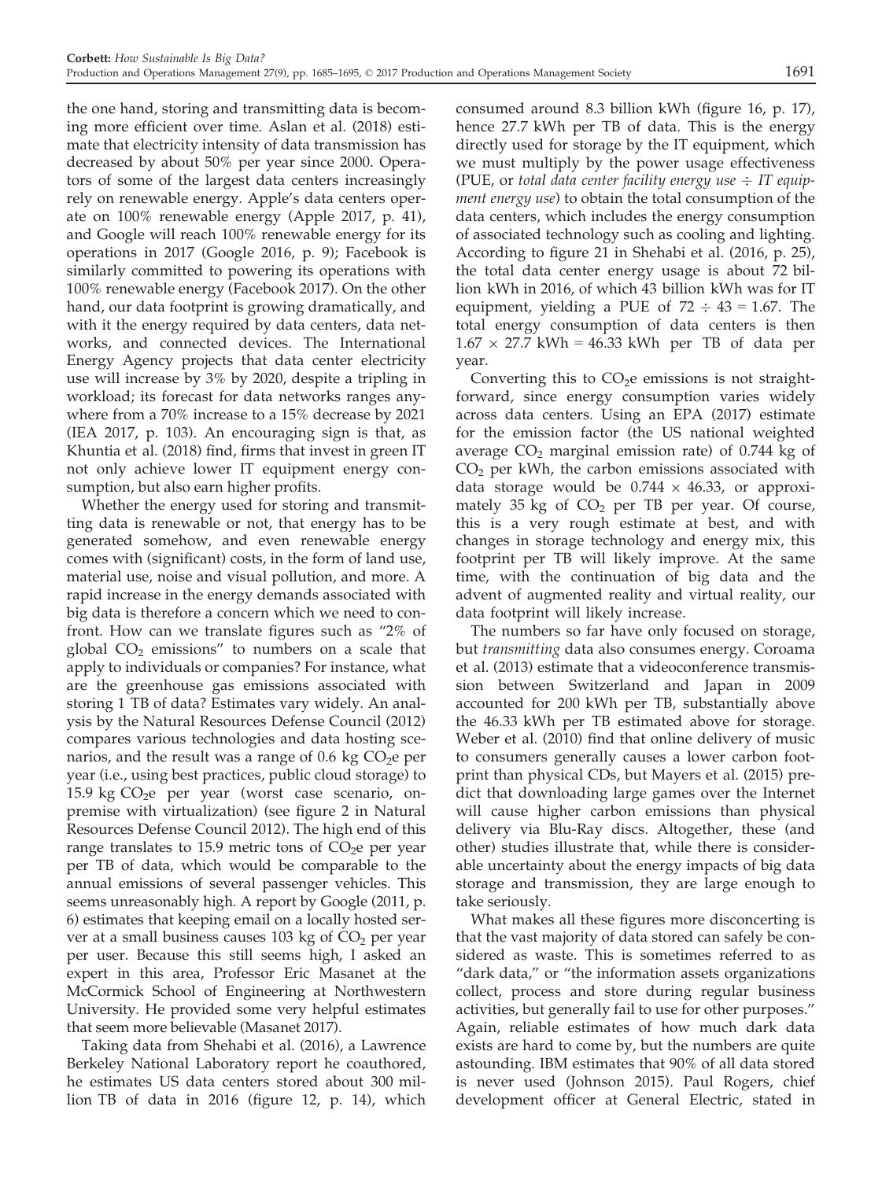the one hand, storing and transmitting data is becoming more efficient over time. Aslan et al. (2018) estimate that electricity intensity of data transmission has decreased by about 50% per year since 2000. Operators of some of the largest data centers increasingly rely on renewable energy. Apple's data centers operate on 100% renewable energy (Apple 2017, p. 41), and Google will reach 100% renewable energy for its operations in 2017 (Google 2016, p. 9); Facebook is similarly committed to powering its operations with 100% renewable energy (Facebook 2017). On the other hand, our data footprint is growing dramatically, and with it the energy required by data centers, data networks, and connected devices. The International Energy Agency projects that data center electricity use will increase by 3% by 2020, despite a tripling in workload; its forecast for data networks ranges anywhere from a 70% increase to a 15% decrease by 2021 (IEA 2017, p. 103). An encouraging sign is that, as Khuntia et al. (2018) find, firms that invest in green IT not only achieve lower IT equipment energy consumption, but also earn higher profits.

Whether the energy used for storing and transmitting data is renewable or not, that energy has to be generated somehow, and even renewable energy comes with (significant) costs, in the form of land use, material use, noise and visual pollution, and more. A rapid increase in the energy demands associated with big data is therefore a concern which we need to confront. How can we translate figures such as "2% of global $CO_2$ emissions" to numbers on a scale that apply to individuals or companies? For instance, what are the greenhouse gas emissions associated with storing 1 TB of data? Estimates vary widely. An analysis by the Natural Resources Defense Council (2012) compares various technologies and data hosting scenarios, and the result was a range of 0.6 kg $CO_2$e per year (i.e., using best practices, public cloud storage) to 15.9 kg $CO_2$e per year (worst case scenario, on-premise with virtualization) (see figure 2 in Natural Resources Defense Council 2012). The high end of this range translates to 15.9 metric tons of $CO_2$e per year per TB of data, which would be comparable to the annual emissions of several passenger vehicles. This seems unreasonably high. A report by Google (2011, p. 6) estimates that keeping email on a locally hosted server at a small business causes 103 kg of $CO_2$ per year per user. Because this still seems high, I asked an expert in this area, Professor Eric Masanet at the McCormick School of Engineering at Northwestern University. He provided some very helpful estimates that seem more believable (Masanet 2017).

Taking data from Shehabi et al. (2016), a Lawrence Berkeley National Laboratory report he coauthored, he estimates US data centers stored about 300 million TB of data in 2016 (figure 12, p. 14), which consumed around 8.3 billion kWh (figure 16, p. 17), hence 27.7 kWh per TB of data. This is the energy directly used for storage by the IT equipment, which we must multiply by the power usage effectiveness (PUE, or *total data center facility energy use* $\div$ *IT equipment energy use*) to obtain the total consumption of the data centers, which includes the energy consumption of associated technology such as cooling and lighting. According to figure 21 in Shehabi et al. (2016, p. 25), the total data center energy usage is about 72 billion kWh in 2016, of which 43 billion kWh was for IT equipment, yielding a PUE of $72 \div 43 = 1.67$. The total energy consumption of data centers is then $1.67 \times 27.7$ kWh = 46.33 kWh per TB of data per year.

Converting this to $CO_2$e emissions is not straightforward, since energy consumption varies widely across data centers. Using an EPA (2017) estimate for the emission factor (the US national weighted average $CO_2$ marginal emission rate) of 0.744 kg of $CO_2$ per kWh, the carbon emissions associated with data storage would be $0.744 \times 46.33$, or approximately 35 kg of $CO_2$ per TB per year. Of course, this is a very rough estimate at best, and with changes in storage technology and energy mix, this footprint per TB will likely improve. At the same time, with the continuation of big data and the advent of augmented reality and virtual reality, our data footprint will likely increase.

The numbers so far have only focused on storage, but *transmitting* data also consumes energy. Coroama et al. (2013) estimate that a videoconference transmission between Switzerland and Japan in 2009 accounted for 200 kWh per TB, substantially above the 46.33 kWh per TB estimated above for storage. Weber et al. (2010) find that online delivery of music to consumers generally causes a lower carbon footprint than physical CDs, but Mayers et al. (2015) predict that downloading large games over the Internet will cause higher carbon emissions than physical delivery via Blu-Ray discs. Altogether, these (and other) studies illustrate that, while there is considerable uncertainty about the energy impacts of big data storage and transmission, they are large enough to take seriously.

What makes all these figures more disconcerting is that the vast majority of data stored can safely be considered as waste. This is sometimes referred to as "dark data," or "the information assets organizations collect, process and store during regular business activities, but generally fail to use for other purposes." Again, reliable estimates of how much dark data exists are hard to come by, but the numbers are quite astounding. IBM estimates that 90% of all data stored is never used (Johnson 2015). Paul Rogers, chief development officer at General Electric, stated in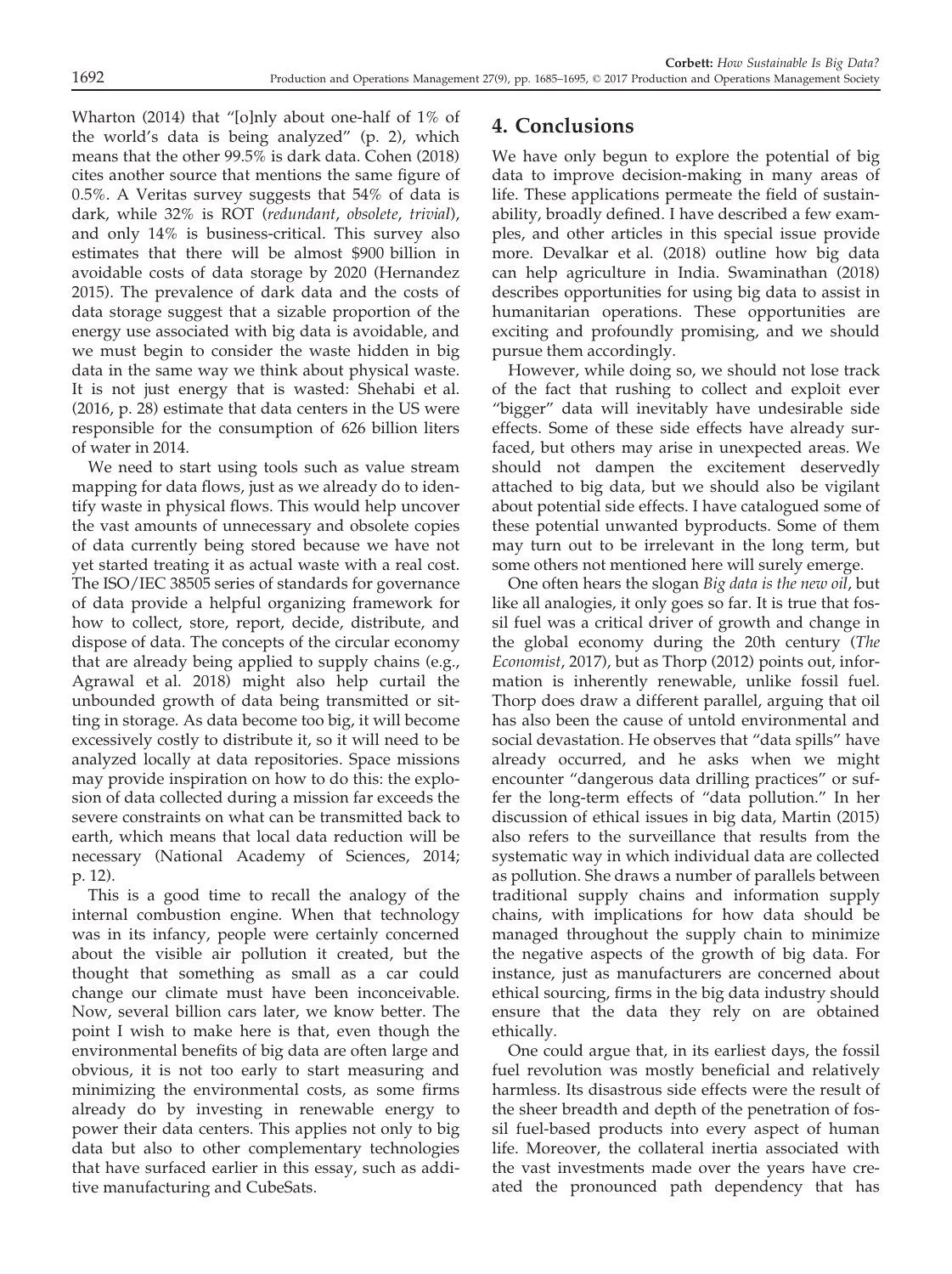Wharton (2014) that "[o]nly about one-half of 1% of the world's data is being analyzed" (p. 2), which means that the other 99.5% is dark data. Cohen (2018) cites another source that mentions the same figure of 0.5%. A Veritas survey suggests that 54% of data is dark, while 32% is ROT (*redundant*, *obsolete*, *trivial*), and only 14% is business-critical. This survey also estimates that there will be almost $900 billion in avoidable costs of data storage by 2020 (Hernandez 2015). The prevalence of dark data and the costs of data storage suggest that a sizable proportion of the energy use associated with big data is avoidable, and we must begin to consider the waste hidden in big data in the same way we think about physical waste. It is not just energy that is wasted: Shehabi et al. (2016, p. 28) estimate that data centers in the US were responsible for the consumption of 626 billion liters of water in 2014.

We need to start using tools such as value stream mapping for data flows, just as we already do to identify waste in physical flows. This would help uncover the vast amounts of unnecessary and obsolete copies of data currently being stored because we have not yet started treating it as actual waste with a real cost. The ISO/IEC 38505 series of standards for governance of data provide a helpful organizing framework for how to collect, store, report, decide, distribute, and dispose of data. The concepts of the circular economy that are already being applied to supply chains (e.g., Agrawal et al. 2018) might also help curtail the unbounded growth of data being transmitted or sitting in storage. As data become too big, it will become excessively costly to distribute it, so it will need to be analyzed locally at data repositories. Space missions may provide inspiration on how to do this: the explosion of data collected during a mission far exceeds the severe constraints on what can be transmitted back to earth, which means that local data reduction will be necessary (National Academy of Sciences, 2014; p. 12).

This is a good time to recall the analogy of the internal combustion engine. When that technology was in its infancy, people were certainly concerned about the visible air pollution it created, but the thought that something as small as a car could change our climate must have been inconceivable. Now, several billion cars later, we know better. The point I wish to make here is that, even though the environmental benefits of big data are often large and obvious, it is not too early to start measuring and minimizing the environmental costs, as some firms already do by investing in renewable energy to power their data centers. This applies not only to big data but also to other complementary technologies that have surfaced earlier in this essay, such as additive manufacturing and CubeSats.

## 4. Conclusions

We have only begun to explore the potential of big data to improve decision-making in many areas of life. These applications permeate the field of sustainability, broadly defined. I have described a few examples, and other articles in this special issue provide more. Devalkar et al. (2018) outline how big data can help agriculture in India. Swaminathan (2018) describes opportunities for using big data to assist in humanitarian operations. These opportunities are exciting and profoundly promising, and we should pursue them accordingly.

However, while doing so, we should not lose track of the fact that rushing to collect and exploit ever "bigger" data will inevitably have undesirable side effects. Some of these side effects have already surfaced, but others may arise in unexpected areas. We should not dampen the excitement deservedly attached to big data, but we should also be vigilant about potential side effects. I have catalogued some of these potential unwanted byproducts. Some of them may turn out to be irrelevant in the long term, but some others not mentioned here will surely emerge.

One often hears the slogan *Big data is the new oil*, but like all analogies, it only goes so far. It is true that fossil fuel was a critical driver of growth and change in the global economy during the 20th century (*The Economist*, 2017), but as Thorp (2012) points out, information is inherently renewable, unlike fossil fuel. Thorp does draw a different parallel, arguing that oil has also been the cause of untold environmental and social devastation. He observes that "data spills" have already occurred, and he asks when we might encounter "dangerous data drilling practices" or suffer the long-term effects of "data pollution." In her discussion of ethical issues in big data, Martin (2015) also refers to the surveillance that results from the systematic way in which individual data are collected as pollution. She draws a number of parallels between traditional supply chains and information supply chains, with implications for how data should be managed throughout the supply chain to minimize the negative aspects of the growth of big data. For instance, just as manufacturers are concerned about ethical sourcing, firms in the big data industry should ensure that the data they rely on are obtained ethically.

One could argue that, in its earliest days, the fossil fuel revolution was mostly beneficial and relatively harmless. Its disastrous side effects were the result of the sheer breadth and depth of the penetration of fossil fuel-based products into every aspect of human life. Moreover, the collateral inertia associated with the vast investments made over the years have created the pronounced path dependency that has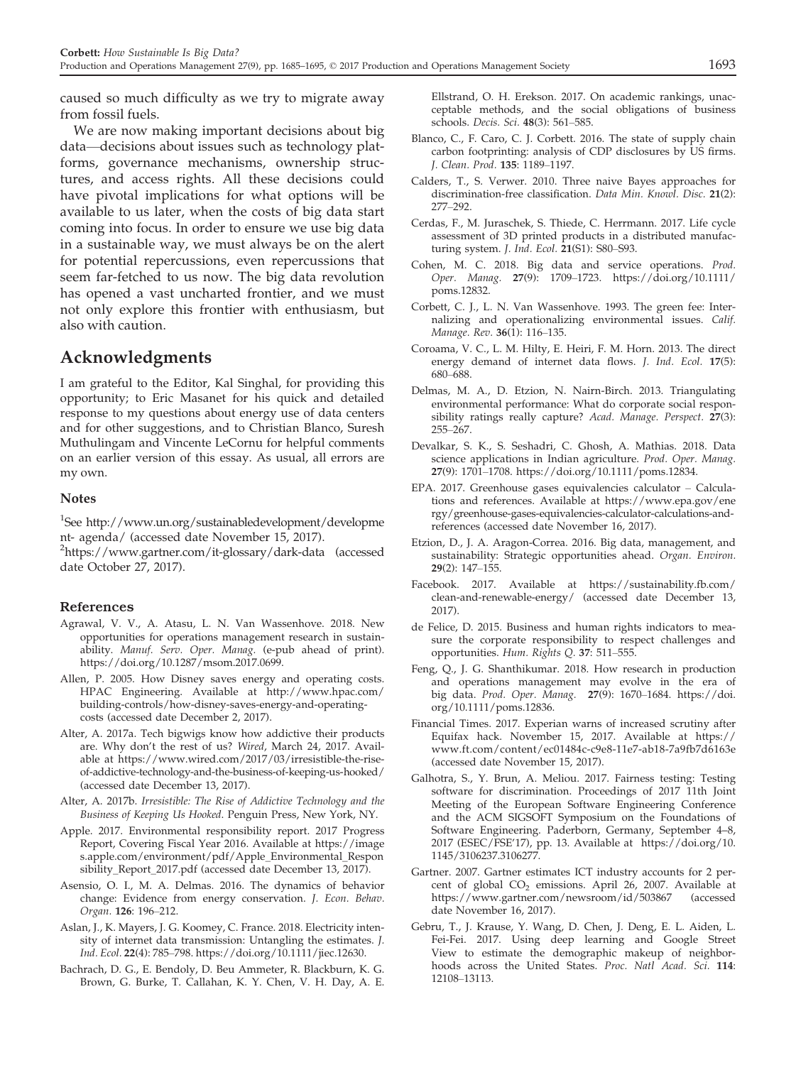caused so much difficulty as we try to migrate away from fossil fuels.

We are now making important decisions about big data—decisions about issues such as technology platforms, governance mechanisms, ownership structures, and access rights. All these decisions could have pivotal implications for what options will be available to us later, when the costs of big data start coming into focus. In order to ensure we use big data in a sustainable way, we must always be on the alert for potential repercussions, even repercussions that seem far-fetched to us now. The big data revolution has opened a vast uncharted frontier, and we must not only explore this frontier with enthusiasm, but also with caution.

## Acknowledgments

I am grateful to the Editor, Kal Singhal, for providing this opportunity; to Eric Masanet for his quick and detailed response to my questions about energy use of data centers and for other suggestions, and to Christian Blanco, Suresh Muthulingam and Vincente LeCornu for helpful comments on an earlier version of this essay. As usual, all errors are my own.

### Notes

[1]See http://www.un.org/sustainabledevelopment/development- agenda/ (accessed date November 15, 2017).

[2]https://www.gartner.com/it-glossary/dark-data (accessed date October 27, 2017).

### References

Agrawal, V. V., A. Atasu, L. N. Van Wassenhove. 2018. New opportunities for operations management research in sustainability. *Manuf. Serv. Oper. Manag.* (e-pub ahead of print). https://doi.org/10.1287/msom.2017.0699.

Allen, P. 2005. How Disney saves energy and operating costs. HPAC Engineering. Available at http://www.hpac.com/building-controls/how-disney-saves-energy-and-operating-costs (accessed date December 2, 2017).

Alter, A. 2017a. Tech bigwigs know how addictive their products are. Why don't the rest of us? *Wired*, March 24, 2017. Available at https://www.wired.com/2017/03/irresistible-the-rise-of-addictive-technology-and-the-business-of-keeping-us-hooked/ (accessed date December 13, 2017).

Alter, A. 2017b. *Irresistible: The Rise of Addictive Technology and the Business of Keeping Us Hooked.* Penguin Press, New York, NY.

Apple. 2017. Environmental responsibility report. 2017 Progress Report, Covering Fiscal Year 2016. Available at https://images.apple.com/environment/pdf/Apple_Environmental_Responsibility_Report_2017.pdf (accessed date December 13, 2017).

Asensio, O. I., M. A. Delmas. 2016. The dynamics of behavior change: Evidence from energy conservation. *J. Econ. Behav. Organ.* **126**: 196–212.

Aslan, J., K. Mayers, J. G. Koomey, C. France. 2018. Electricity intensity of internet data transmission: Untangling the estimates. *J. Ind. Ecol.* **22**(4): 785–798. https://doi.org/10.1111/jiec.12630.

Bachrach, D. G., E. Bendoly, D. Beu Ammeter, R. Blackburn, K. G. Brown, G. Burke, T. Callahan, K. Y. Chen, V. H. Day, A. E. Ellstrand, O. H. Erekson. 2017. On academic rankings, unacceptable methods, and the social obligations of business schools. *Decis. Sci.* **48**(3): 561–585.

Blanco, C., F. Caro, C. J. Corbett. 2016. The state of supply chain carbon footprinting: analysis of CDP disclosures by US firms. *J. Clean. Prod.* **135**: 1189–1197.

Calders, T., S. Verwer. 2010. Three naive Bayes approaches for discrimination-free classification. *Data Min. Knowl. Disc.* **21**(2): 277–292.

Cerdas, F., M. Juraschek, S. Thiede, C. Herrmann. 2017. Life cycle assessment of 3D printed products in a distributed manufacturing system. *J. Ind. Ecol.* **21**(S1): S80–S93.

Cohen, M. C. 2018. Big data and service operations. *Prod. Oper. Manag.* **27**(9): 1709–1723. https://doi.org/10.1111/poms.12832.

Corbett, C. J., L. N. Van Wassenhove. 1993. The green fee: Internalizing and operationalizing environmental issues. *Calif. Manage. Rev.* **36**(1): 116–135.

Coroama, V. C., L. M. Hilty, E. Heiri, F. M. Horn. 2013. The direct energy demand of internet data flows. *J. Ind. Ecol.* **17**(5): 680–688.

Delmas, M. A., D. Etzion, N. Nairn-Birch. 2013. Triangulating environmental performance: What do corporate social responsibility ratings really capture? *Acad. Manage. Perspect.* **27**(3): 255–267.

Devalkar, S. K., S. Seshadri, C. Ghosh, A. Mathias. 2018. Data science applications in Indian agriculture. *Prod. Oper. Manag.* **27**(9): 1701–1708. https://doi.org/10.1111/poms.12834.

EPA. 2017. Greenhouse gases equivalencies calculator – Calculations and references. Available at https://www.epa.gov/energy/greenhouse-gases-equivalencies-calculator-calculations-and-references (accessed date November 16, 2017).

Etzion, D., J. A. Aragon-Correa. 2016. Big data, management, and sustainability: Strategic opportunities ahead. *Organ. Environ.* **29**(2): 147–155.

Facebook. 2017. Available at https://sustainability.fb.com/clean-and-renewable-energy/ (accessed date December 13, 2017).

de Felice, D. 2015. Business and human rights indicators to measure the corporate responsibility to respect challenges and opportunities. *Hum. Rights Q.* **37**: 511–555.

Feng, Q., J. G. Shanthikumar. 2018. How research in production and operations management may evolve in the era of big data. *Prod. Oper. Manag.* **27**(9): 1670–1684. https://doi.org/10.1111/poms.12836.

Financial Times. 2017. Experian warns of increased scrutiny after Equifax hack. November 15, 2017. Available at https://www.ft.com/content/ec01484c-c9e8-11e7-ab18-7a9fb7d6163e (accessed date November 15, 2017).

Galhotra, S., Y. Brun, A. Meliou. 2017. Fairness testing: Testing software for discrimination. Proceedings of 2017 11th Joint Meeting of the European Software Engineering Conference and the ACM SIGSOFT Symposium on the Foundations of Software Engineering. Paderborn, Germany, September 4–8, 2017 (ESEC/FSE'17), pp. 13. Available at https://doi.org/10.1145/3106237.3106277.

Gartner. 2007. Gartner estimates ICT industry accounts for 2 percent of global $CO_2$ emissions. April 26, 2007. Available at https://www.gartner.com/newsroom/id/503867 (accessed date November 16, 2017).

Gebru, T., J. Krause, Y. Wang, D. Chen, J. Deng, E. L. Aiden, L. Fei-Fei. 2017. Using deep learning and Google Street View to estimate the demographic makeup of neighborhoods across the United States. *Proc. Natl Acad. Sci.* **114**: 12108–13113.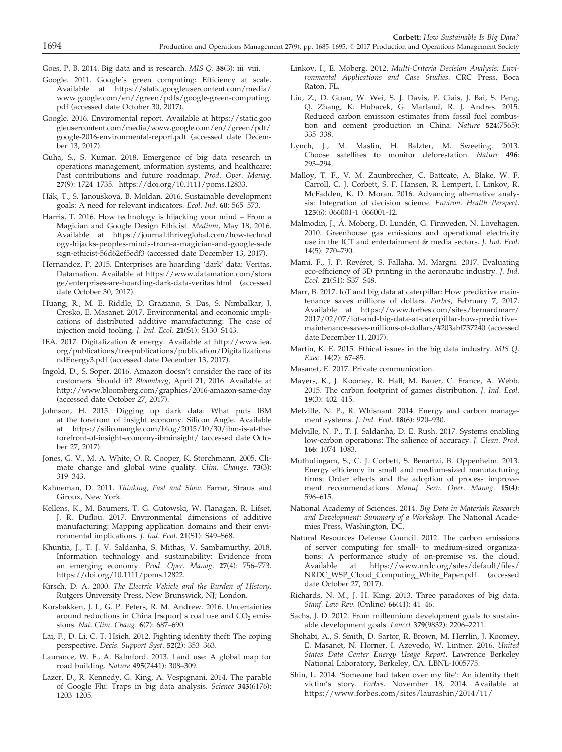Goes, P. B. 2014. Big data and is research. *MIS Q.* **38**(3): iii–viii.

Google. 2011. Google's green computing: Efficiency at scale. Available at https://static.googleusercontent.com/media/www.google.com/en//green/pdfs/google-green-computing.pdf (accessed date October 30, 2017).

Google. 2016. Enviromental report. Available at https://static.googleusercontent.com/media/www.google.com/en//green/pdf/google-2016-environmental-report.pdf (accessed date December 13, 2017).

Guha, S., S. Kumar. 2018. Emergence of big data research in operations management, information systems, and healthcare: Past contributions and future roadmap. *Prod. Oper. Manag.* **27**(9): 1724–1735. https://doi.org/10.1111/poms.12833.

Hák, T., S. Janoušková, B. Moldan. 2016. Sustainable development goals: A need for relevant indicators. *Ecol. Ind.* **60**: 565–573.

Harris, T. 2016. How technology is hijacking your mind – From a Magician and Google Design Ethicist. *Medium*, May 18, 2016. Available at https://journal.thriveglobal.com/how-technology-hijacks-peoples-minds-from-a-magician-and-google-s-design-ethicist-56d62ef5edf3 (accessed date December 13, 2017).

Hernandez, P. 2015. Enterprises are hoarding 'dark' data: Veritas. Datamation. Available at https://www.datamation.com/storage/enterprises-are-hoarding-dark-data-veritas.html (accessed date October 30, 2017).

Huang, R., M. E. Riddle, D. Graziano, S. Das, S. Nimbalkar, J. Cresko, E. Masanet. 2017. Environmental and economic implications of distributed additive manufacturing: The case of injection mold tooling. *J. Ind. Ecol.* **21**(S1): S130–S143.

IEA. 2017. Digitalization & energy. Available at http://www.iea.org/publications/freepublications/publication/DigitalizationandEnergy3.pdf (accessed date December 13, 2017).

Ingold, D., S. Soper. 2016. Amazon doesn't consider the race of its customers. Should it? *Bloomberg*, April 21, 2016. Available at http://www.bloomberg.com/graphics/2016-amazon-same-day (accessed date October 27, 2017).

Johnson, H. 2015. Digging up dark data: What puts IBM at the forefront of insight economy. Silicon Angle. Available at https://siliconangle.com/blog/2015/10/30/ibm-is-at-the-forefront-of-insight-economy-ibminsight/ (accessed date October 27, 2017).

Jones, G. V., M. A. White, O. R. Cooper, K. Storchmann. 2005. Climate change and global wine quality. *Clim. Change.* **73**(3): 319–343.

Kahneman, D. 2011. *Thinking, Fast and Slow*. Farrar, Straus and Giroux, New York.

Kellens, K., M. Baumers, T. G. Gutowski, W. Flanagan, R. Lifset, J. R. Duflou. 2017. Environmental dimensions of additive manufacturing: Mapping application domains and their environmental implications. *J. Ind. Ecol.* **21**(S1): S49–S68.

Khuntia, J., T. J. V. Saldanha, S. Mithas, V. Sambamurthy. 2018. Information technology and sustainability: Evidence from an emerging economy. *Prod. Oper. Manag.* **27**(4): 756–773. https://doi.org/10.1111/poms.12822.

Kirsch, D. A. 2000. *The Electric Vehicle and the Burden of History*. Rutgers University Press, New Brunswick, NJ; London.

Korsbakken, J. I., G. P. Peters, R. M. Andrew. 2016. Uncertainties around reductions in China [rsquor] s coal use and $CO_2$ emissions. *Nat. Clim. Chang.* **6**(7): 687–690.

Lai, F., D. Li, C. T. Hsieh. 2012. Fighting identity theft: The coping perspective. *Decis. Support Syst.* **52**(2): 353–363.

Laurance, W. F., A. Balmford. 2013. Land use: A global map for road building. *Nature* **495**(7441): 308–309.

Lazer, D., R. Kennedy, G. King, A. Vespignani. 2014. The parable of Google Flu: Traps in big data analysis. *Science* **343**(6176): 1203–1205.

Linkov, I., E. Moberg. 2012. *Multi-Criteria Decision Analysis: Environmental Applications and Case Studies*. CRC Press, Boca Raton, FL.

Liu, Z., D. Guan, W. Wei, S. J. Davis, P. Ciais, J. Bai, S. Peng, Q. Zhang, K. Hubacek, G. Marland, R. J. Andres. 2015. Reduced carbon emission estimates from fossil fuel combustion and cement production in China. *Nature* **524**(7565): 335–338.

Lynch, J., M. Maslin, H. Balzter, M. Sweeting. 2013. Choose satellites to monitor deforestation. *Nature* **496**: 293–294.

Malloy, T. F., V. M. Zaunbrecher, C. Batteate, A. Blake, W. F. Carroll, C. J. Corbett, S. F. Hansen, R. Lempert, I. Linkov, R. McFadden, K. D. Moran. 2016. Advancing alternative analysis: Integration of decision science. *Environ. Health Perspect.* **125**(6): 066001-1–066001-12.

Malmodin, J., Å. Moberg, D. Lundén, G. Finnveden, N. Lövehagen. 2010. Greenhouse gas emissions and operational electricity use in the ICT and entertainment & media sectors. *J. Ind. Ecol.* **14**(5): 770–790.

Mami, F., J. P. Revéret, S. Fallaha, M. Margni. 2017. Evaluating eco-efficiency of 3D printing in the aeronautic industry. *J. Ind. Ecol.* **21**(S1): S37–S48.

Marr, B. 2017. IoT and big data at caterpillar: How predictive maintenance saves millions of dollars. *Forbes*, February 7, 2017. Available at https://www.forbes.com/sites/bernardmarr/2017/02/07/iot-and-big-data-at-caterpillar-how-predictive-maintenance-saves-millions-of-dollars/#203abf737240 (accessed date December 11, 2017).

Martin, K. E. 2015. Ethical issues in the big data industry. *MIS Q. Exec.* **14**(2): 67–85.

Masanet, E. 2017. Private communication.

Mayers, K., J. Koomey, R. Hall, M. Bauer, C. France, A. Webb. 2015. The carbon footprint of games distribution. *J. Ind. Ecol.* **19**(3): 402–415.

Melville, N. P., R. Whisnant. 2014. Energy and carbon management systems. *J. Ind. Ecol.* **18**(6): 920–930.

Melville, N. P., T. J. Saldanha, D. E. Rush. 2017. Systems enabling low-carbon operations: The salience of accuracy. *J. Clean. Prod.* **166**: 1074–1083.

Muthulingam, S., C. J. Corbett, S. Benartzi, B. Oppenheim. 2013. Energy efficiency in small and medium-sized manufacturing firms: Order effects and the adoption of process improvement recommendations. *Manuf. Serv. Oper. Manag.* **15**(4): 596–615.

National Academy of Sciences. 2014. *Big Data in Materials Research and Development: Summary of a Workshop*. The National Academies Press, Washington, DC.

Natural Resources Defense Council. 2012. The carbon emissions of server computing for small- to medium-sized organizations: A performance study of on-premise vs. the cloud. Available at https://www.nrdc.org/sites/default/files/NRDC_WSP_Cloud_Computing_White_Paper.pdf (accessed date October 27, 2017).

Richards, N. M., J. H. King. 2013. Three paradoxes of big data. *Stanf. Law Rev.* (Online) **66**(41): 41–46.

Sachs, J. D. 2012. From millennium development goals to sustainable development goals. *Lancet* **379**(9832): 2206–2211.

Shehabi, A., S. Smith, D. Sartor, R. Brown, M. Herrlin, J. Koomey, E. Masanet, N. Horner, I. Azevedo, W. Lintner. 2016. *United States Data Center Energy Usage Report*. Lawrence Berkeley National Laboratory, Berkeley, CA. LBNL-1005775.

Shin, L. 2014. 'Someone had taken over my life': An identity theft victim's story. *Forbes*. November 18, 2014. Available at https://www.forbes.com/sites/laurashin/2014/11/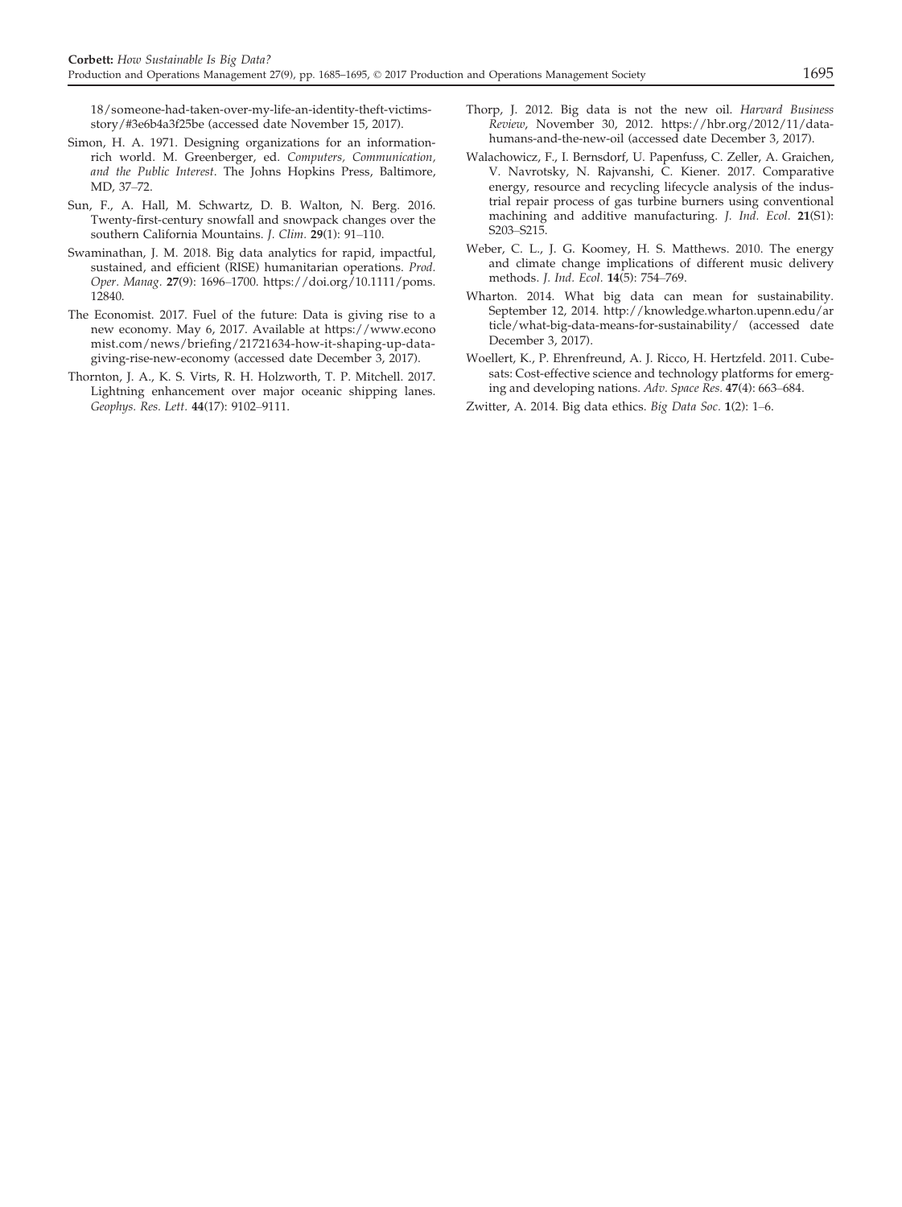18/someone-had-taken-over-my-life-an-identity-theft-victims-story/#3e6b4a3f25be (accessed date November 15, 2017).

Simon, H. A. 1971. Designing organizations for an information-rich world. M. Greenberger, ed. *Computers, Communication, and the Public Interest*. The Johns Hopkins Press, Baltimore, MD, 37–72.

Sun, F., A. Hall, M. Schwartz, D. B. Walton, N. Berg. 2016. Twenty-first-century snowfall and snowpack changes over the southern California Mountains. *J. Clim*. **29**(1): 91–110.

Swaminathan, J. M. 2018. Big data analytics for rapid, impactful, sustained, and efficient (RISE) humanitarian operations. *Prod. Oper. Manag*. **27**(9): 1696–1700. https://doi.org/10.1111/poms.12840.

The Economist. 2017. Fuel of the future: Data is giving rise to a new economy. May 6, 2017. Available at https://www.economist.com/news/briefing/21721634-how-it-shaping-up-data-giving-rise-new-economy (accessed date December 3, 2017).

Thornton, J. A., K. S. Virts, R. H. Holzworth, T. P. Mitchell. 2017. Lightning enhancement over major oceanic shipping lanes. *Geophys. Res. Lett.* **44**(17): 9102–9111.

Thorp, J. 2012. Big data is not the new oil. *Harvard Business Review*, November 30, 2012. https://hbr.org/2012/11/data-humans-and-the-new-oil (accessed date December 3, 2017).

Walachowicz, F., I. Bernsdorf, U. Papenfuss, C. Zeller, A. Graichen, V. Navrotsky, N. Rajvanshi, C. Kiener. 2017. Comparative energy, resource and recycling lifecycle analysis of the industrial repair process of gas turbine burners using conventional machining and additive manufacturing. *J. Ind. Ecol.* **21**(S1): S203–S215.

Weber, C. L., J. G. Koomey, H. S. Matthews. 2010. The energy and climate change implications of different music delivery methods. *J. Ind. Ecol.* **14**(5): 754–769.

Wharton. 2014. What big data can mean for sustainability. September 12, 2014. http://knowledge.wharton.upenn.edu/article/what-big-data-means-for-sustainability/ (accessed date December 3, 2017).

Woellert, K., P. Ehrenfreund, A. J. Ricco, H. Hertzfeld. 2011. Cubesats: Cost-effective science and technology platforms for emerging and developing nations. *Adv. Space Res.* **47**(4): 663–684.

Zwitter, A. 2014. Big data ethics. *Big Data Soc*. **1**(2): 1–6.